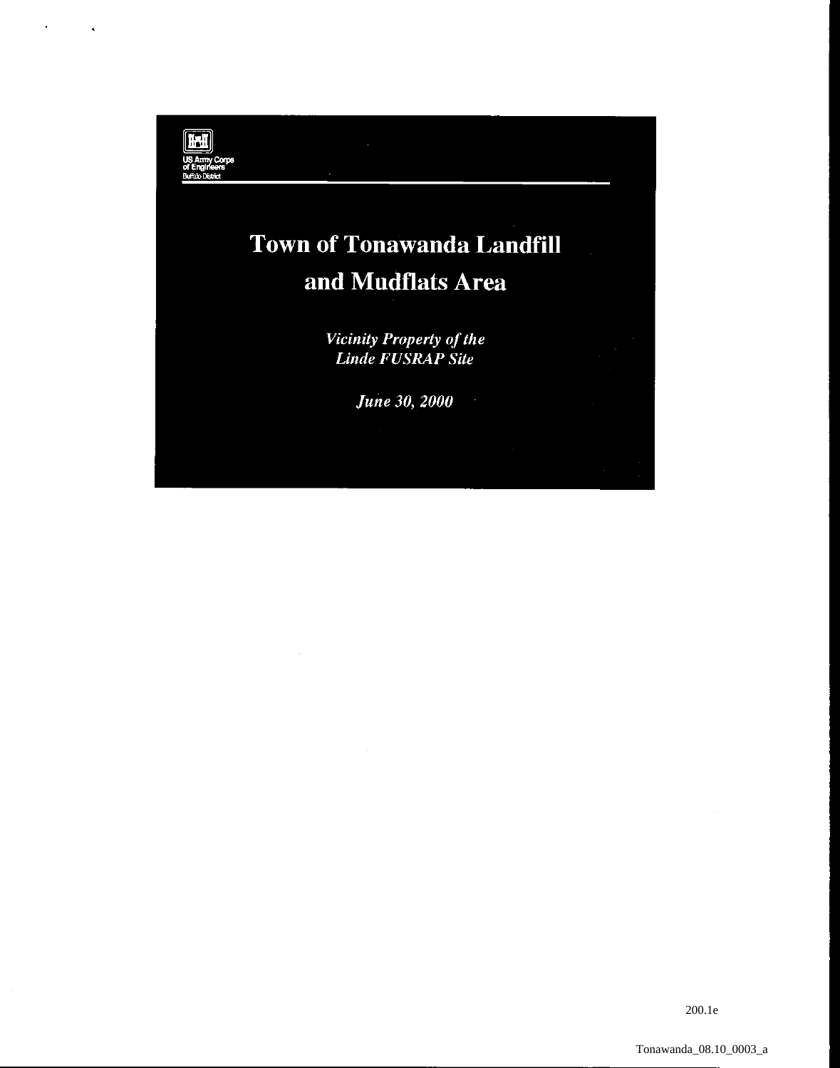US Army Corps of Engineers
Buffalo District

# Town of Tonawanda Landfill and Mudflats Area

*Vicinity Property of the Linde FUSRAP Site*

*June 30, 2000*

200.1e

Tonawanda_08.10_0003_a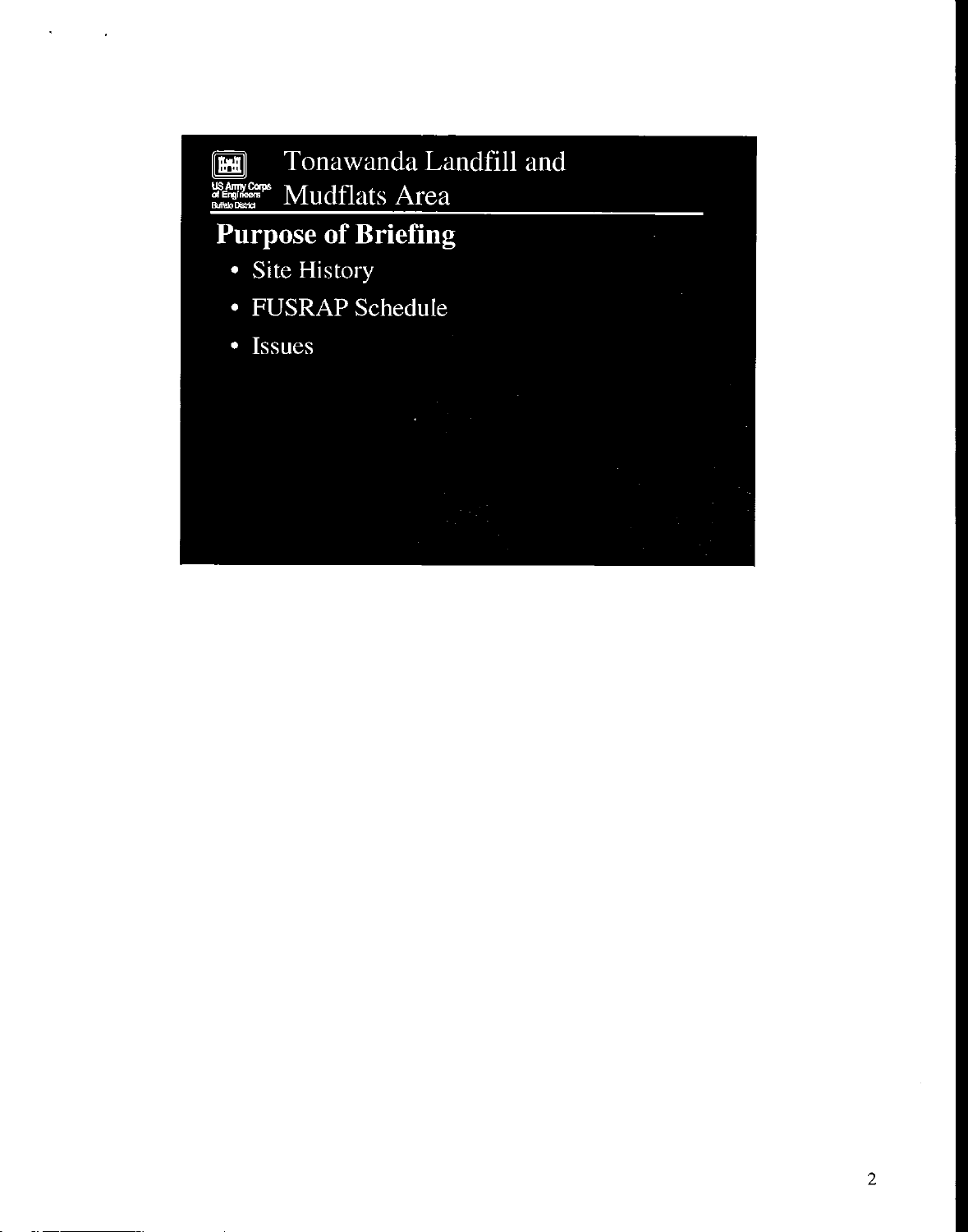# Tonawanda Landfill and Mudflats Area

US Army Corps of Engineers
Buffalo District

## Purpose of Briefing

- Site History
- FUSRAP Schedule
- Issues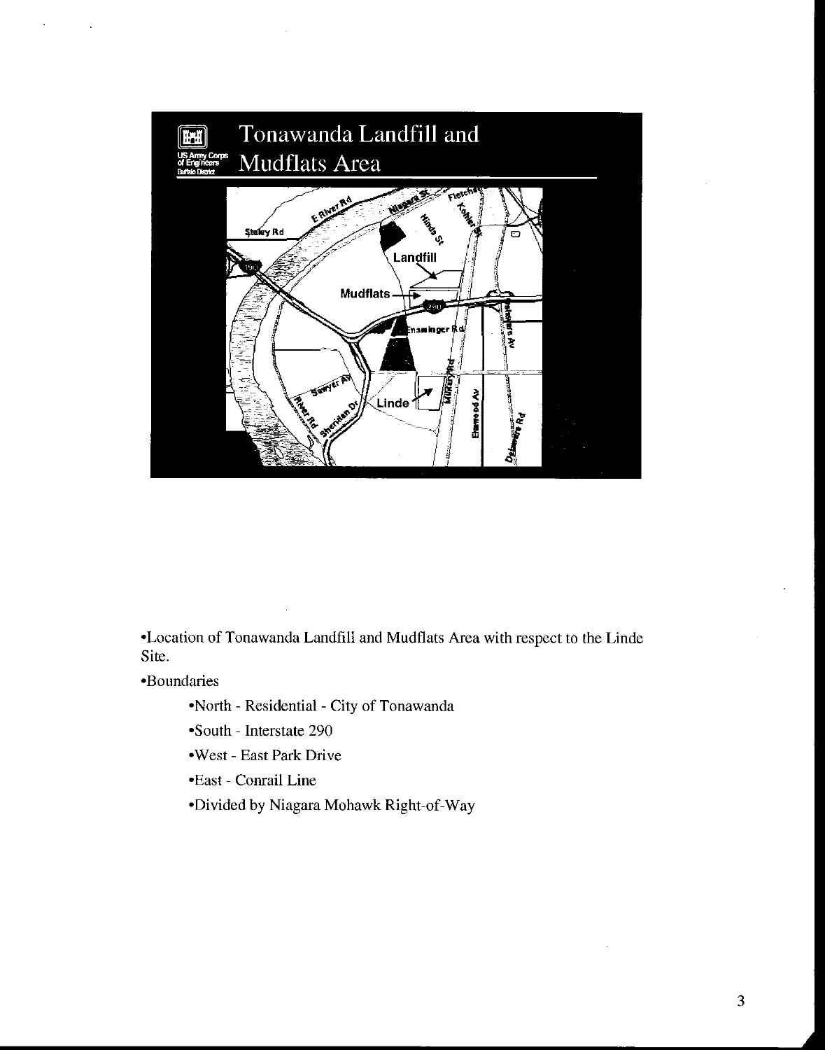# Tonawanda Landfill and Mudflats Area

- Location of Tonawanda Landfill and Mudflats Area with respect to the Linde Site.
- Boundaries
  - North - Residential - City of Tonawanda
  - South - Interstate 290
  - West - East Park Drive
  - East - Conrail Line
  - Divided by Niagara Mohawk Right-of-Way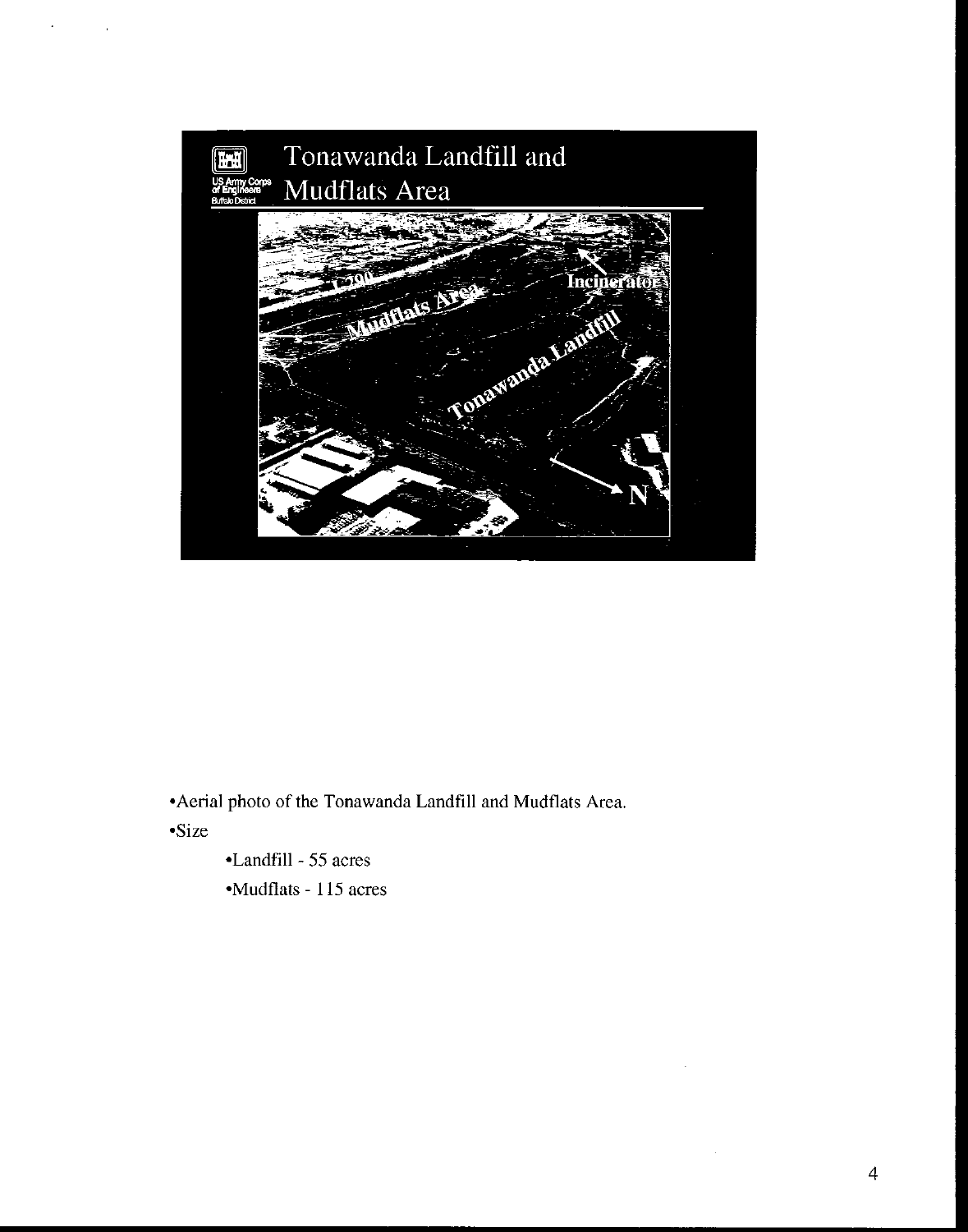# Tonawanda Landfill and Mudflats Area

- Aerial photo of the Tonawanda Landfill and Mudflats Area.
- Size
  - Landfill - 55 acres
  - Mudflats - 115 acres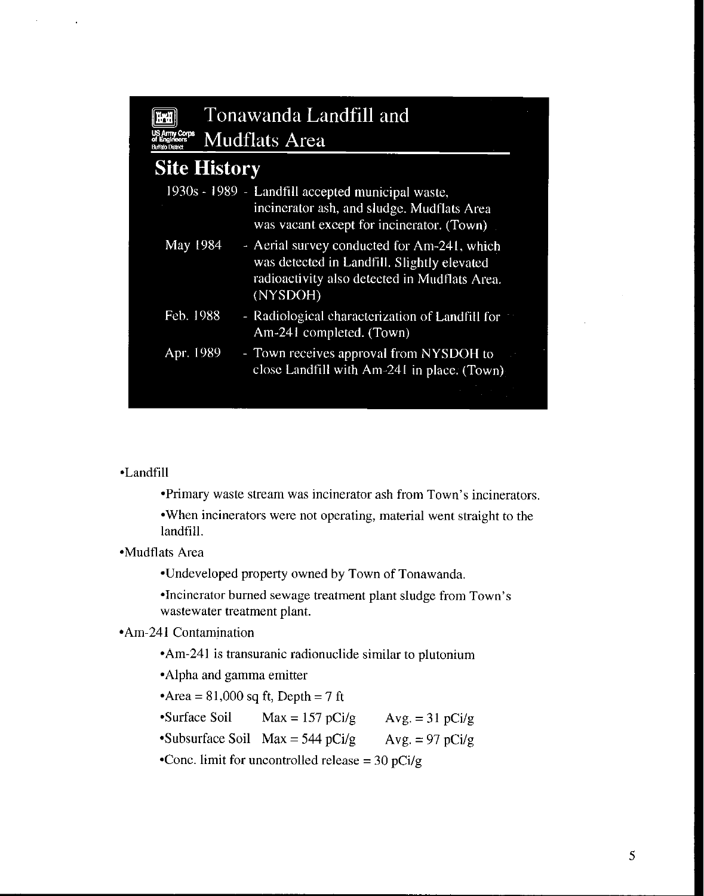# Tonawanda Landfill and Mudflats Area

US Army Corps of Engineers
Buffalo District

## Site History

| | |
|---|---|
| 1930s - 1989 | - Landfill accepted municipal waste, incinerator ash, and sludge. Mudflats Area was vacant except for incinerator. (Town) |
| May 1984 | - Aerial survey conducted for Am-241, which was detected in Landfill. Slightly elevated radioactivity also detected in Mudflats Area. (NYSDOH) |
| Feb. 1988 | - Radiological characterization of Landfill for Am-241 completed. (Town) |
| Apr. 1989 | - Town receives approval from NYSDOH to close Landfill with Am-241 in place. (Town) |

- Landfill
  - Primary waste stream was incinerator ash from Town's incinerators.
  - When incinerators were not operating, material went straight to the landfill.
- Mudflats Area
  - Undeveloped property owned by Town of Tonawanda.
  - Incinerator burned sewage treatment plant sludge from Town's wastewater treatment plant.
- Am-241 Contamination
  - Am-241 is transuranic radionuclide similar to plutonium
  - Alpha and gamma emitter
  - Area = 81,000 sq ft, Depth = 7 ft
  - Surface Soil Max = 157 pCi/g Avg. = 31 pCi/g
  - Subsurface Soil Max = 544 pCi/g Avg. = 97 pCi/g
  - Conc. limit for uncontrolled release = 30 pCi/g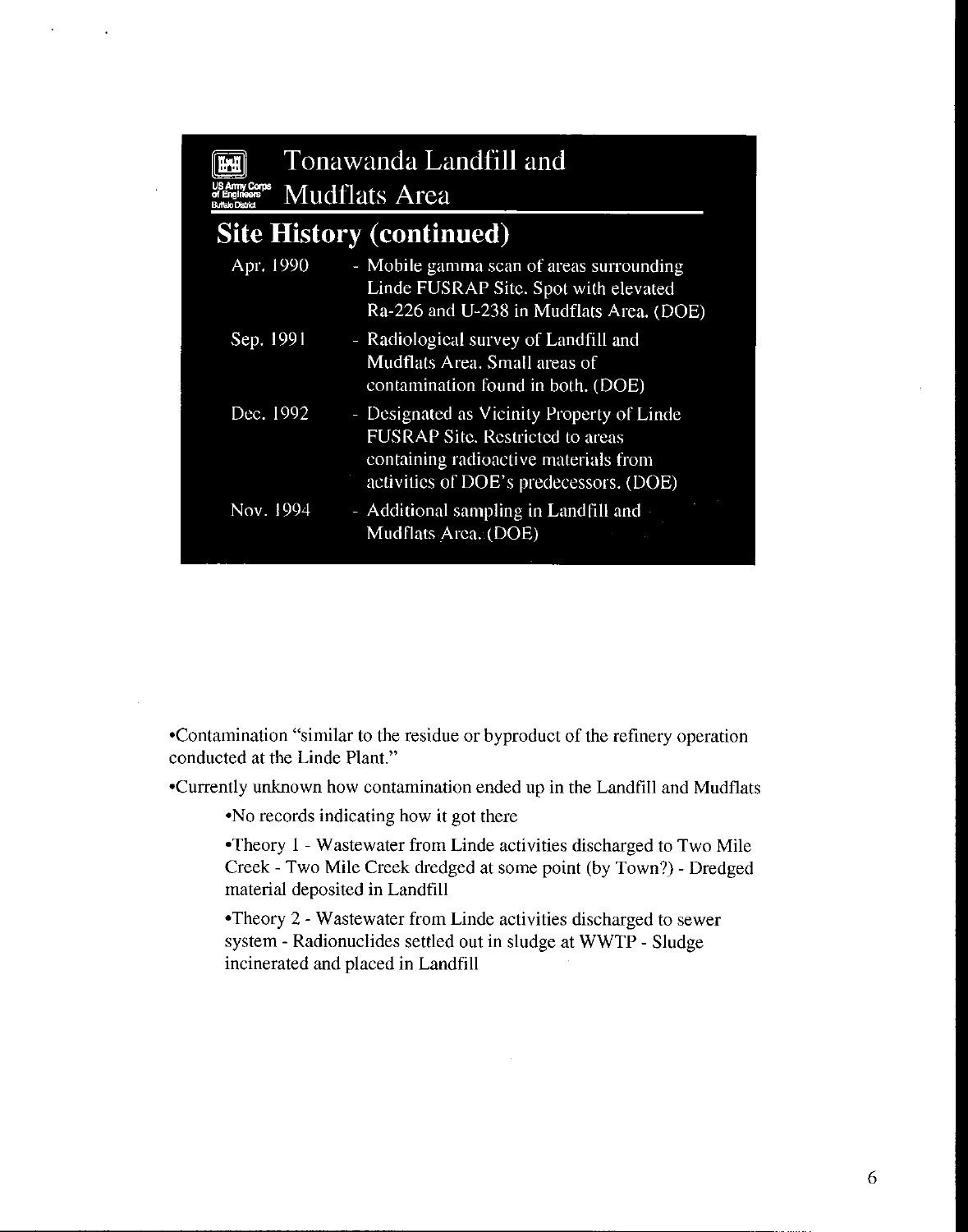# Tonawanda Landfill and Mudflats Area

## Site History (continued)

| | |
|---|---|
| Apr. 1990 | - Mobile gamma scan of areas surrounding Linde FUSRAP Site. Spot with elevated Ra-226 and U-238 in Mudflats Area. (DOE) |
| Sep. 1991 | - Radiological survey of Landfill and Mudflats Area. Small areas of contamination found in both. (DOE) |
| Dec. 1992 | - Designated as Vicinity Property of Linde FUSRAP Site. Restricted to areas containing radioactive materials from activities of DOE's predecessors. (DOE) |
| Nov. 1994 | - Additional sampling in Landfill and Mudflats Area. (DOE) |

- Contamination "similar to the residue or byproduct of the refinery operation conducted at the Linde Plant."
- Currently unknown how contamination ended up in the Landfill and Mudflats
    - No records indicating how it got there
    - Theory 1 - Wastewater from Linde activities discharged to Two Mile Creek - Two Mile Creek dredged at some point (by Town?) - Dredged material deposited in Landfill
    - Theory 2 - Wastewater from Linde activities discharged to sewer system - Radionuclides settled out in sludge at WWTP - Sludge incinerated and placed in Landfill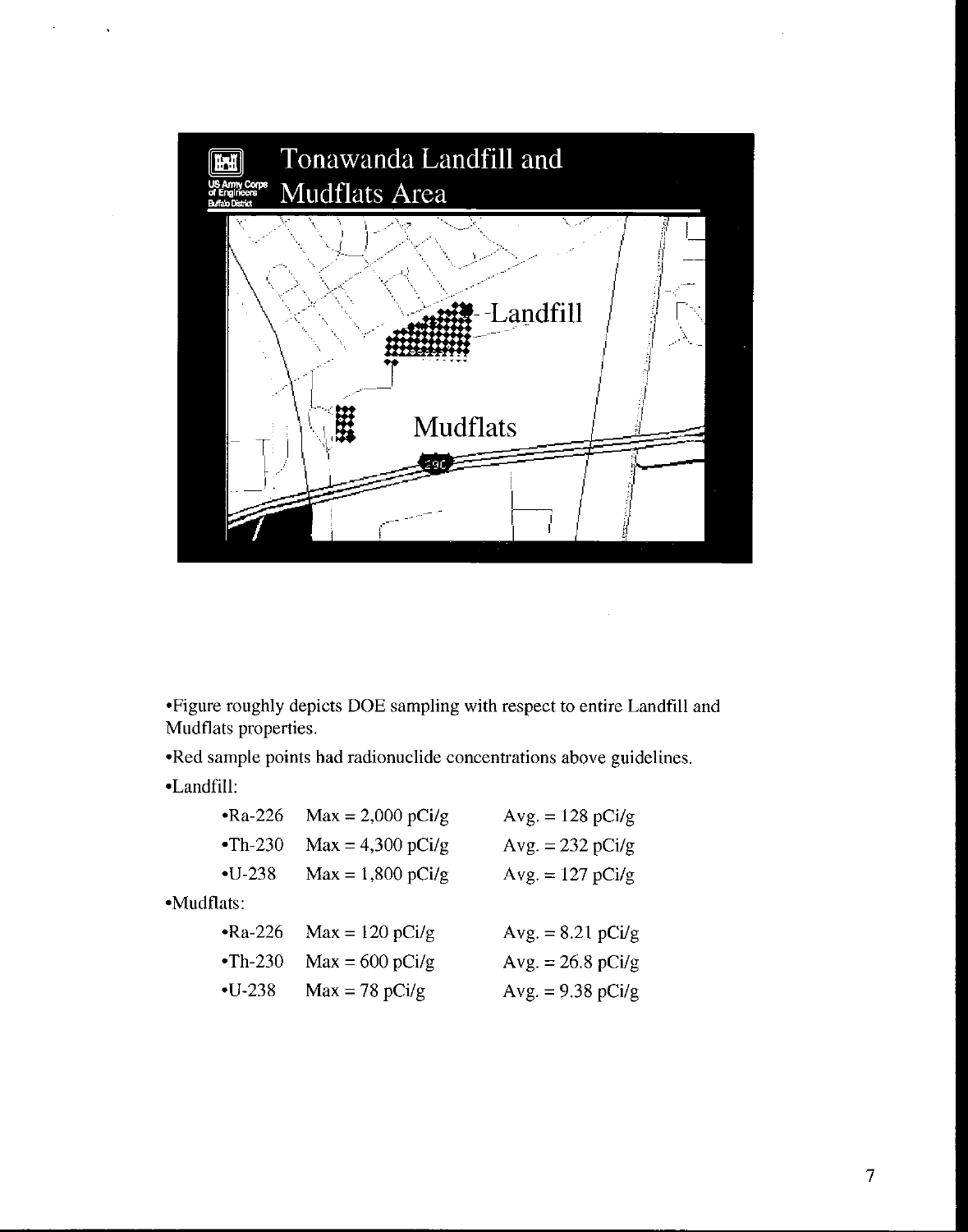# Tonawanda Landfill and Mudflats Area

Landfill

Mudflats

- Figure roughly depicts DOE sampling with respect to entire Landfill and Mudflats properties.
- Red sample points had radionuclide concentrations above guidelines.
- Landfill:
  - Ra-226 Max = 2,000 pCi/g Avg. = 128 pCi/g
  - Th-230 Max = 4,300 pCi/g Avg. = 232 pCi/g
  - U-238 Max = 1,800 pCi/g Avg. = 127 pCi/g
- Mudflats:
  - Ra-226 Max = 120 pCi/g Avg. = 8.21 pCi/g
  - Th-230 Max = 600 pCi/g Avg. = 26.8 pCi/g
  - U-238 Max = 78 pCi/g Avg. = 9.38 pCi/g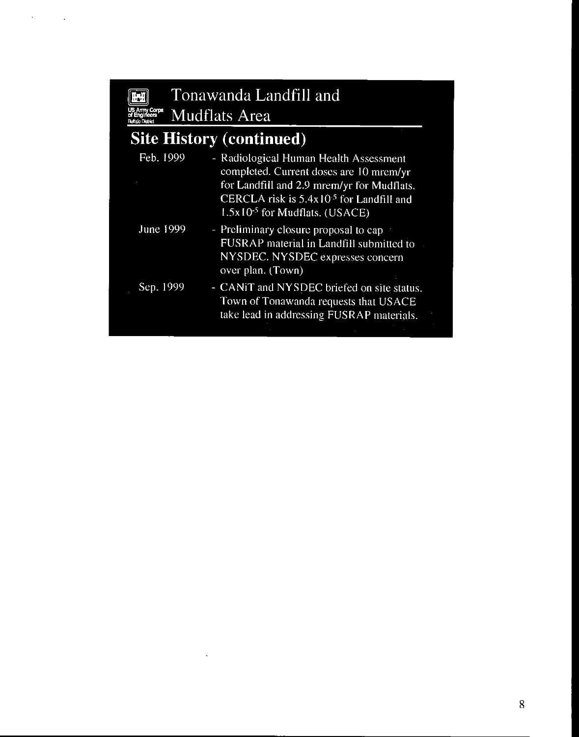# Tonawanda Landfill and Mudflats Area

US Army Corps of Engineers
Buffalo District

## Site History (continued)

| | |
|---|---|
| Feb. 1999 | - Radiological Human Health Assessment completed. Current doses are 10 mrem/yr for Landfill and 2.9 mrem/yr for Mudflats. CERCLA risk is $5.4 \times 10^{-5}$ for Landfill and $1.5 \times 10^{-5}$ for Mudflats. (USACE) |
| June 1999 | - Preliminary closure proposal to cap FUSRAP material in Landfill submitted to NYSDEC. NYSDEC expresses concern over plan. (Town) |
| Sep. 1999 | - CANiT and NYSDEC briefed on site status. Town of Tonawanda requests that USACE take lead in addressing FUSRAP materials. |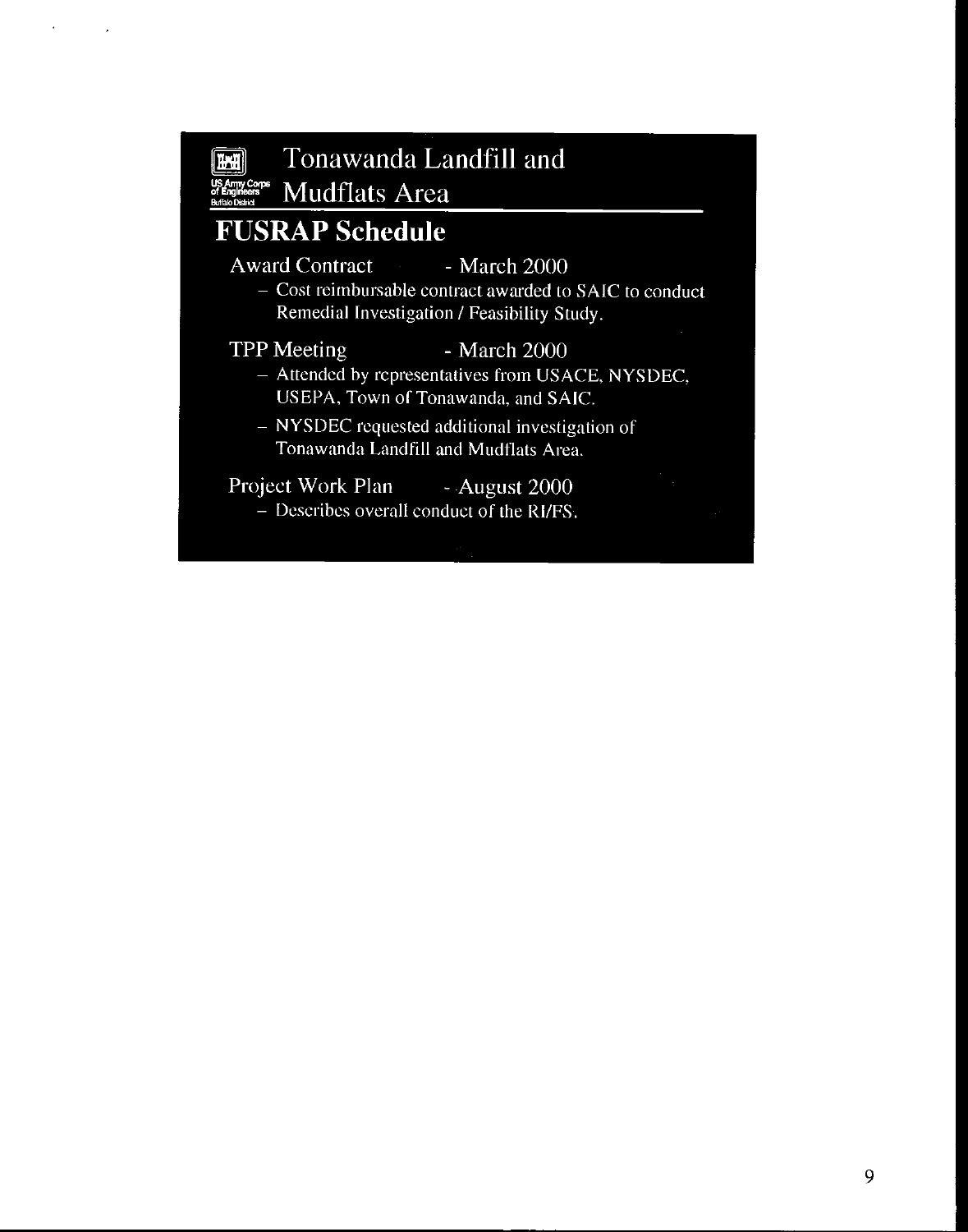# Tonawanda Landfill and Mudflats Area

US Army Corps of Engineers
Buffalo District

## FUSRAP Schedule

Award Contract - March 2000

- Cost reimbursable contract awarded to SAIC to conduct Remedial Investigation / Feasibility Study.

TPP Meeting - March 2000

- Attended by representatives from USACE, NYSDEC, USEPA, Town of Tonawanda, and SAIC.
- NYSDEC requested additional investigation of Tonawanda Landfill and Mudflats Area.

Project Work Plan - August 2000

- Describes overall conduct of the RI/FS.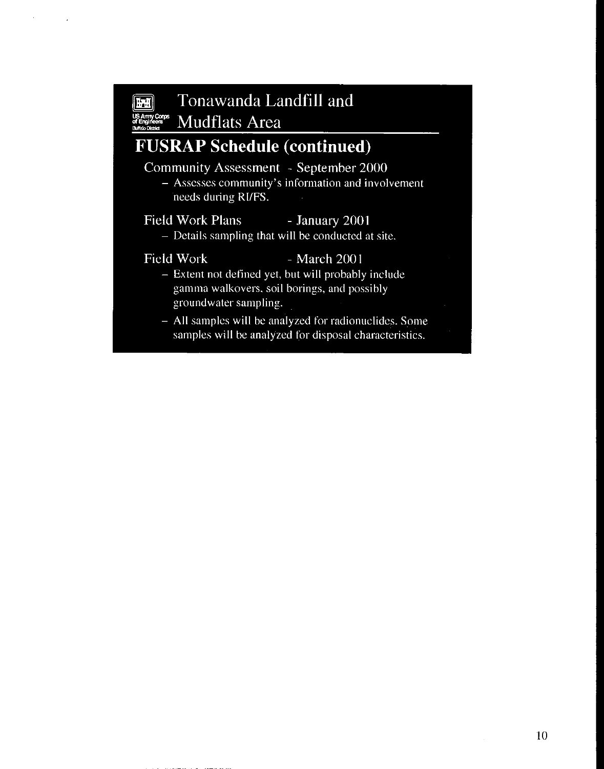# Tonawanda Landfill and Mudflats Area

US Army Corps of Engineers Buffalo District

## FUSRAP Schedule (continued)

Community Assessment - September 2000

- Assesses community's information and involvement needs during RI/FS.

Field Work Plans - January 2001

- Details sampling that will be conducted at site.

Field Work - March 2001

- Extent not defined yet, but will probably include gamma walkovers, soil borings, and possibly groundwater sampling.
- All samples will be analyzed for radionuclides. Some samples will be analyzed for disposal characteristics.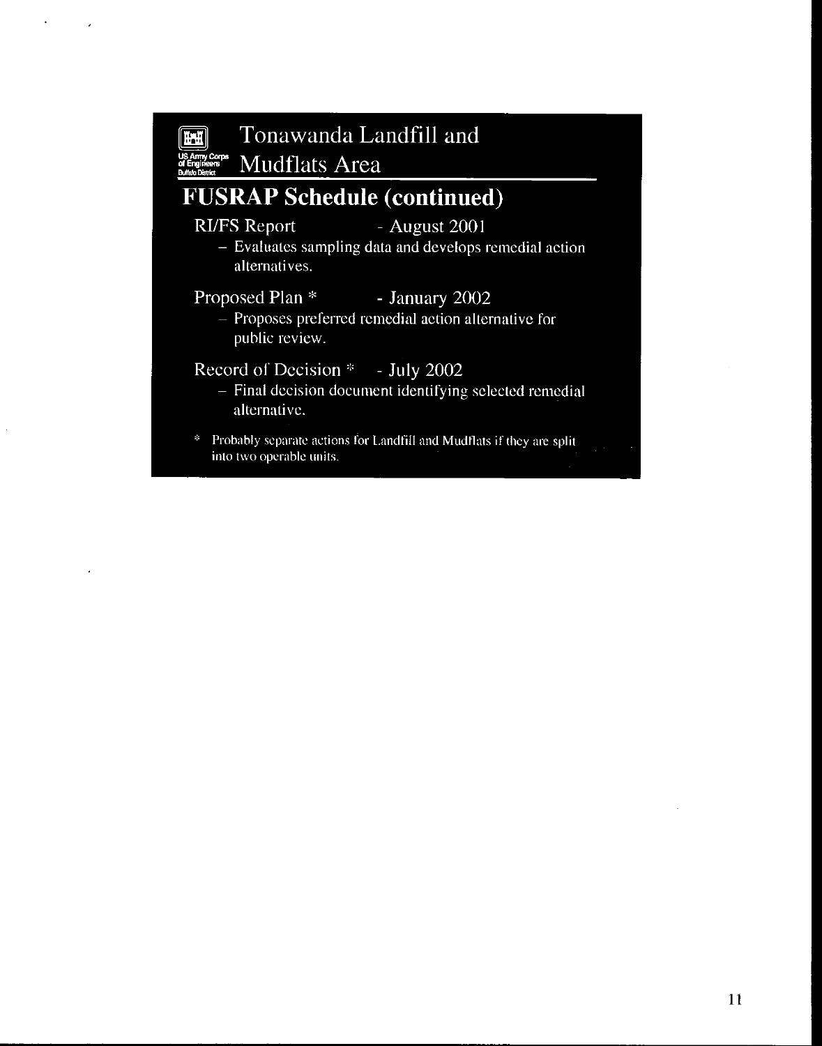# Tonawanda Landfill and Mudflats Area

US Army Corps of Engineers Buffalo District

## FUSRAP Schedule (continued)

RI/FS Report - August 2001

- Evaluates sampling data and develops remedial action alternatives.

Proposed Plan * - January 2002

- Proposes preferred remedial action alternative for public review.

Record of Decision * - July 2002

- Final decision document identifying selected remedial alternative.

\* Probably separate actions for Landfill and Mudflats if they are split into two operable units.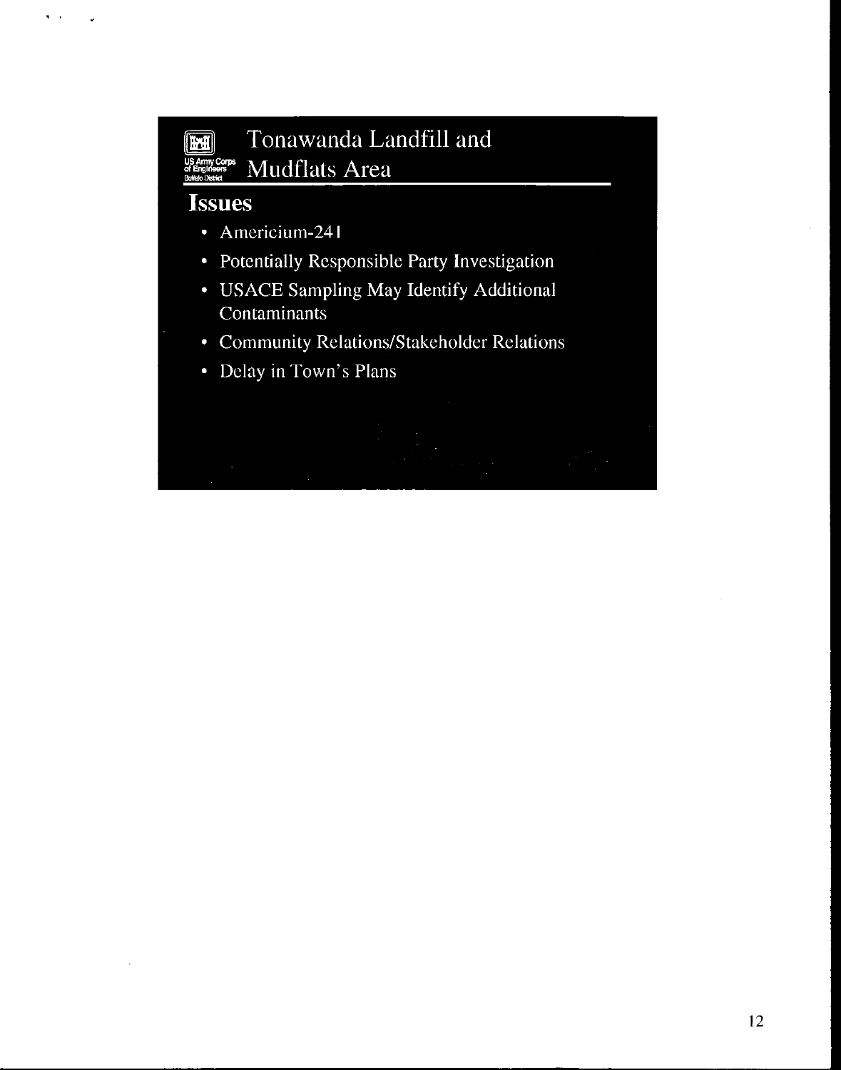# Tonawanda Landfill and Mudflats Area

US Army Corps of Engineers
Buffalo District

## Issues

- Americium-241
- Potentially Responsible Party Investigation
- USACE Sampling May Identify Additional Contaminants
- Community Relations/Stakeholder Relations
- Delay in Town's Plans